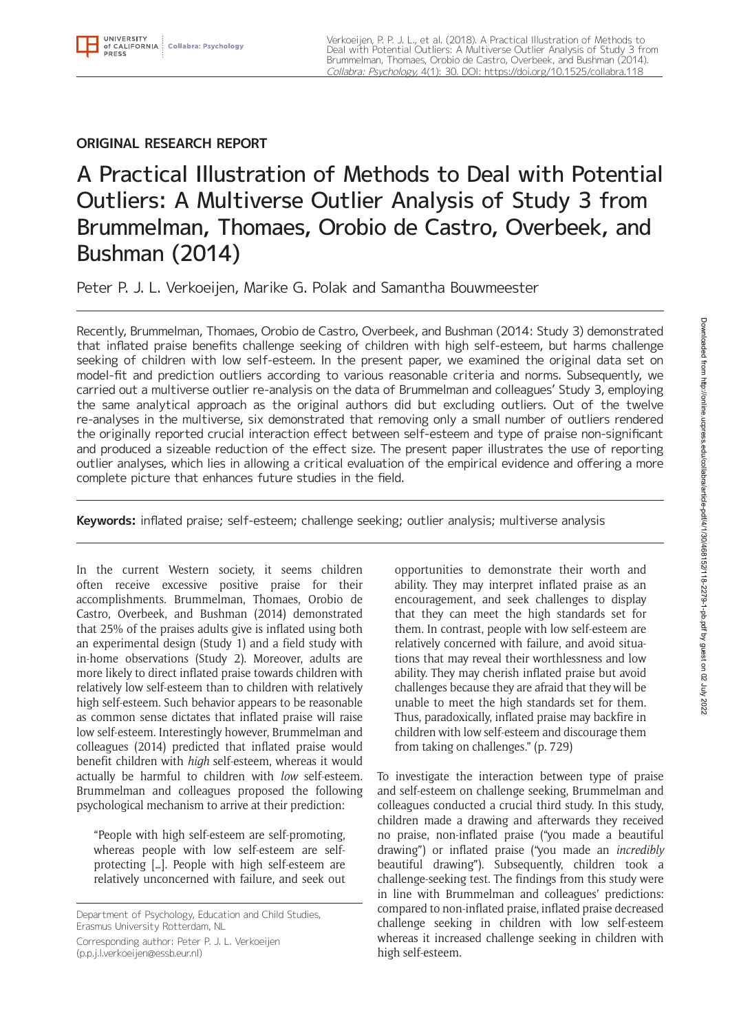## ORIGINAL RESEARCH REPORT

# A Practical Illustration of Methods to Deal with Potential Outliers: A Multiverse Outlier Analysis of Study 3 from Brummelman, Thomaes, Orobio de Castro, Overbeek, and Bushman (2014)

Peter P. J. L. Verkoeijen, Marike G. Polak and Samantha Bouwmeester

Recently, Brummelman, Thomaes, Orobio de Castro, Overbeek, and Bushman (2014: Study 3) demonstrated that inflated praise benefits challenge seeking of children with high self-esteem, but harms challenge seeking of children with low self-esteem. In the present paper, we examined the original data set on model-fit and prediction outliers according to various reasonable criteria and norms. Subsequently, we carried out a multiverse outlier re-analysis on the data of Brummelman and colleagues' Study 3, employing the same analytical approach as the original authors did but excluding outliers. Out of the twelve re-analyses in the multiverse, six demonstrated that removing only a small number of outliers rendered the originally reported crucial interaction effect between self-esteem and type of praise non-significant and produced a sizeable reduction of the effect size. The present paper illustrates the use of reporting outlier analyses, which lies in allowing a critical evaluation of the empirical evidence and offering a more complete picture that enhances future studies in the field.

**Keywords:** inflated praise; self-esteem; challenge seeking; outlier analysis; multiverse analysis

In the current Western society, it seems children often receive excessive positive praise for their accomplishments. Brummelman, Thomaes, Orobio de Castro, Overbeek, and Bushman (2014) demonstrated that 25% of the praises adults give is inflated using both an experimental design (Study 1) and a field study with in-home observations (Study 2). Moreover, adults are more likely to direct inflated praise towards children with relatively low self-esteem than to children with relatively high self-esteem. Such behavior appears to be reasonable as common sense dictates that inflated praise will raise low self-esteem. Interestingly however, Brummelman and colleagues (2014) predicted that inflated praise would benefit children with *high* self-esteem, whereas it would actually be harmful to children with *low* self-esteem. Brummelman and colleagues proposed the following psychological mechanism to arrive at their prediction:

> "People with high self-esteem are self-promoting, whereas people with low self-esteem are self-protecting [...]. People with high self-esteem are relatively unconcerned with failure, and seek out opportunities to demonstrate their worth and ability. They may interpret inflated praise as an encouragement, and seek challenges to display that they can meet the high standards set for them. In contrast, people with low self-esteem are relatively concerned with failure, and avoid situations that may reveal their worthlessness and low ability. They may cherish inflated praise but avoid challenges because they are afraid that they will be unable to meet the high standards set for them. Thus, paradoxically, inflated praise may backfire in children with low self-esteem and discourage them from taking on challenges." (p. 729)

To investigate the interaction between type of praise and self-esteem on challenge seeking, Brummelman and colleagues conducted a crucial third study. In this study, children made a drawing and afterwards they received no praise, non-inflated praise ("you made a beautiful drawing") or inflated praise ("you made an *incredibly* beautiful drawing"). Subsequently, children took a challenge-seeking test. The findings from this study were in line with Brummelman and colleagues' predictions: compared to non-inflated praise, inflated praise decreased challenge seeking in children with low self-esteem whereas it increased challenge seeking in children with high self-esteem.

Department of Psychology, Education and Child Studies, Erasmus University Rotterdam, NL

Corresponding author: Peter P. J. L. Verkoeijen (p.p.j.l.verkoeijen@essb.eur.nl)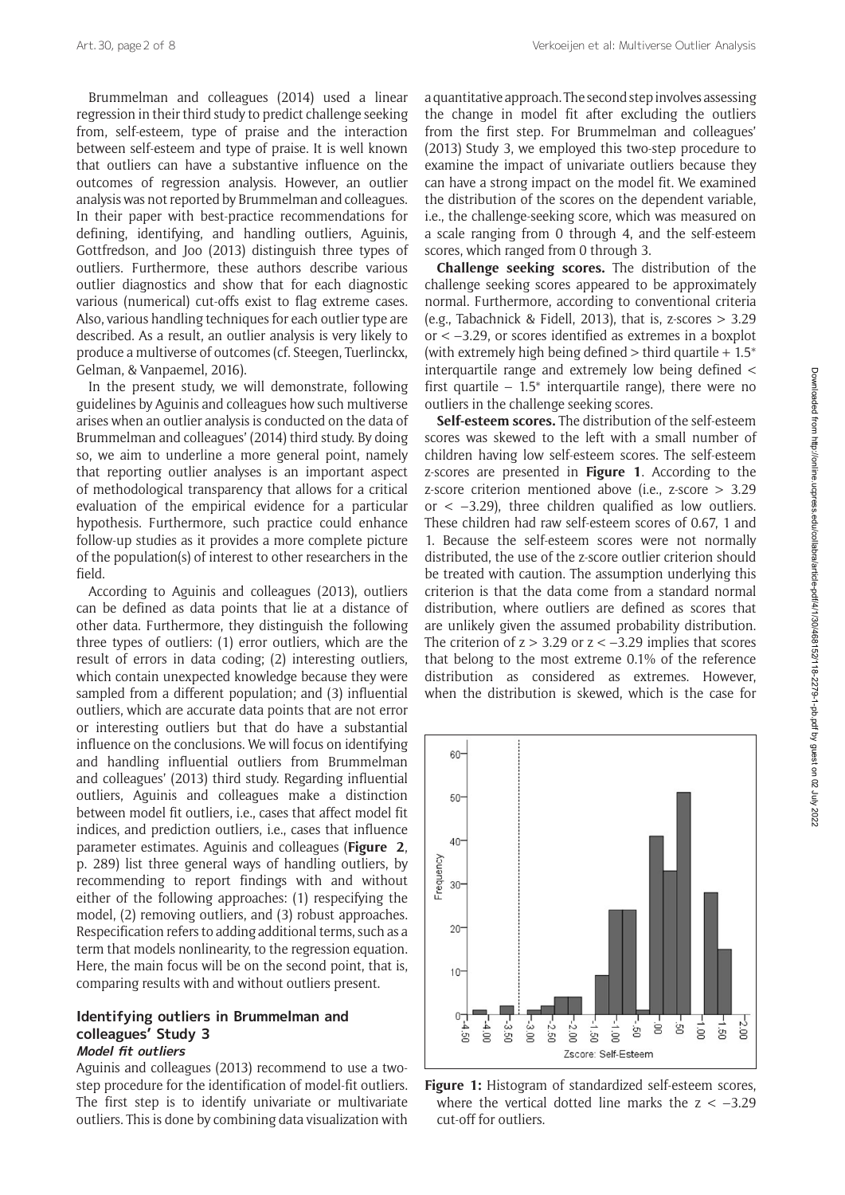Brummelman and colleagues (2014) used a linear regression in their third study to predict challenge seeking from, self-esteem, type of praise and the interaction between self-esteem and type of praise. It is well known that outliers can have a substantive influence on the outcomes of regression analysis. However, an outlier analysis was not reported by Brummelman and colleagues. In their paper with best-practice recommendations for defining, identifying, and handling outliers, Aguinis, Gottfredson, and Joo (2013) distinguish three types of outliers. Furthermore, these authors describe various outlier diagnostics and show that for each diagnostic various (numerical) cut-offs exist to flag extreme cases. Also, various handling techniques for each outlier type are described. As a result, an outlier analysis is very likely to produce a multiverse of outcomes (cf. Steegen, Tuerlinckx, Gelman, & Vanpaemel, 2016).

In the present study, we will demonstrate, following guidelines by Aguinis and colleagues how such multiverse arises when an outlier analysis is conducted on the data of Brummelman and colleagues' (2014) third study. By doing so, we aim to underline a more general point, namely that reporting outlier analyses is an important aspect of methodological transparency that allows for a critical evaluation of the empirical evidence for a particular hypothesis. Furthermore, such practice could enhance follow-up studies as it provides a more complete picture of the population(s) of interest to other researchers in the field.

According to Aguinis and colleagues (2013), outliers can be defined as data points that lie at a distance of other data. Furthermore, they distinguish the following three types of outliers: (1) error outliers, which are the result of errors in data coding; (2) interesting outliers, which contain unexpected knowledge because they were sampled from a different population; and (3) influential outliers, which are accurate data points that are not error or interesting outliers but that do have a substantial influence on the conclusions. We will focus on identifying and handling influential outliers from Brummelman and colleagues' (2013) third study. Regarding influential outliers, Aguinis and colleagues make a distinction between model fit outliers, i.e., cases that affect model fit indices, and prediction outliers, i.e., cases that influence parameter estimates. Aguinis and colleagues (**Figure 2**, p. 289) list three general ways of handling outliers, by recommending to report findings with and without either of the following approaches: (1) respecifying the model, (2) removing outliers, and (3) robust approaches. Respecification refers to adding additional terms, such as a term that models nonlinearity, to the regression equation. Here, the main focus will be on the second point, that is, comparing results with and without outliers present.

## Identifying outliers in Brummelman and colleagues' Study 3

### *Model fit outliers*

Aguinis and colleagues (2013) recommend to use a two-step procedure for the identification of model-fit outliers. The first step is to identify univariate or multivariate outliers. This is done by combining data visualization with a quantitative approach. The second step involves assessing the change in model fit after excluding the outliers from the first step. For Brummelman and colleagues' (2013) Study 3, we employed this two-step procedure to examine the impact of univariate outliers because they can have a strong impact on the model fit. We examined the distribution of the scores on the dependent variable, i.e., the challenge-seeking score, which was measured on a scale ranging from 0 through 4, and the self-esteem scores, which ranged from 0 through 3.

**Challenge seeking scores.** The distribution of the challenge seeking scores appeared to be approximately normal. Furthermore, according to conventional criteria (e.g., Tabachnick & Fidell, 2013), that is, z-scores $> 3.29$ or $< -3.29$, or scores identified as extremes in a boxplot (with extremely high being defined > third quartile + 1.5* interquartile range and extremely low being defined < first quartile – 1.5* interquartile range), there were no outliers in the challenge seeking scores.

**Self-esteem scores.** The distribution of the self-esteem scores was skewed to the left with a small number of children having low self-esteem scores. The self-esteem z-scores are presented in **Figure 1**. According to the z-score criterion mentioned above (i.e., z-score $> 3.29$ or $< -3.29$), three children qualified as low outliers. These children had raw self-esteem scores of 0.67, 1 and 1. Because the self-esteem scores were not normally distributed, the use of the z-score outlier criterion should be treated with caution. The assumption underlying this criterion is that the data come from a standard normal distribution, where outliers are defined as scores that are unlikely given the assumed probability distribution. The criterion of $z > 3.29$ or $z < -3.29$ implies that scores that belong to the most extreme 0.1% of the reference distribution as considered as extremes. However, when the distribution is skewed, which is the case for

**Figure 1:** Histogram of standardized self-esteem scores, where the vertical dotted line marks the $z < -3.29$ cut-off for outliers.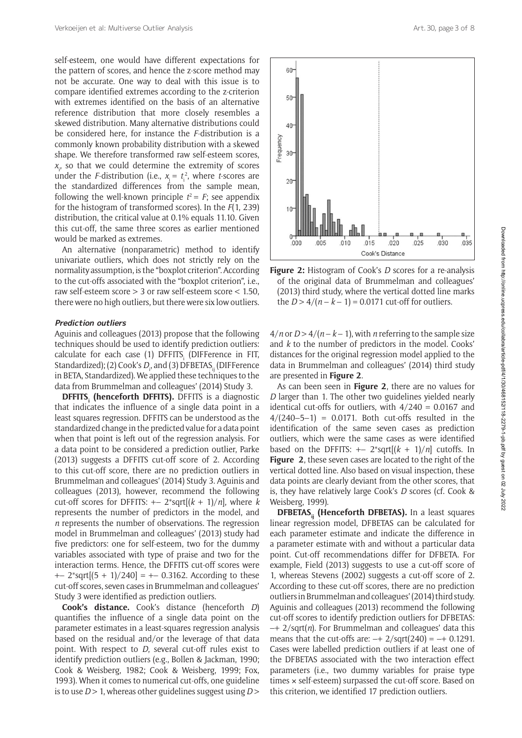self-esteem, one would have different expectations for the pattern of scores, and hence the z-score method may not be accurate. One way to deal with this issue is to compare identified extremes according to the z-criterion with extremes identified on the basis of an alternative reference distribution that more closely resembles a skewed distribution. Many alternative distributions could be considered here, for instance the *F*-distribution is a commonly known probability distribution with a skewed shape. We therefore transformed raw self-esteem scores, $x_i$, so that we could determine the extremity of scores under the *F*-distribution (i.e., $x_i = t_i^2$, where *t*-scores are the standardized differences from the sample mean, following the well-known principle $t^2 = F$; see appendix for the histogram of transformed scores). In the $F(1, 239)$ distribution, the critical value at 0.1% equals 11.10. Given this cut-off, the same three scores as earlier mentioned would be marked as extremes.

An alternative (nonparametric) method to identify univariate outliers, which does not strictly rely on the normality assumption, is the "boxplot criterion". According to the cut-offs associated with the "boxplot criterion", i.e., raw self-esteem score > 3 or raw self-esteem score < 1.50, there were no high outliers, but there were six low outliers.

#### Prediction outliers

Aguinis and colleagues (2013) propose that the following techniques should be used to identify prediction outliers: calculate for each case (1) $DFFITS_i$ (DIFFerence in FIT, Standardized); (2) Cook's $D_i$, and (3) $DFBETAS_{ij}$ (DIFFerence in BETA, Standardized). We applied these techniques to the data from Brummelman and colleagues' (2014) Study 3.

**$DFFITS_i$ (henceforth DFFITS).** DFFITS is a diagnostic that indicates the influence of a single data point in a least squares regression. DFFITS can be understood as the standardized change in the predicted value for a data point when that point is left out of the regression analysis. For a data point to be considered a prediction outlier, Parke (2013) suggests a DFFITS cut-off score of 2. According to this cut-off score, there are no prediction outliers in Brummelman and colleagues' (2014) Study 3. Aguinis and colleagues (2013), however, recommend the following cut-off scores for DFFITS: $+- 2*\text{sqrt}[(k + 1)/n]$, where *k* represents the number of predictors in the model, and *n* represents the number of observations. The regression model in Brummelman and colleagues' (2013) study had five predictors: one for self-esteem, two for the dummy variables associated with type of praise and two for the interaction terms. Hence, the DFFITS cut-off scores were $+- 2*\text{sqrt}[(5 + 1)/240] = +- 0.3162$. According to these cut-off scores, seven cases in Brummelman and colleagues' Study 3 were identified as prediction outliers.

**Cook's distance.** Cook's distance (henceforth *D*) quantifies the influence of a single data point on the parameter estimates in a least-squares regression analysis based on the residual and/or the leverage of that data point. With respect to *D*, several cut-off rules exist to identify prediction outliers (e.g., Bollen & Jackman, 1990; Cook & Weisberg, 1982; Cook & Weisberg, 1999; Fox, 1993). When it comes to numerical cut-offs, one guideline is to use $D > 1$, whereas other guidelines suggest using $D > 4/n$ or $D > 4/(n - k - 1)$, with *n* referring to the sample size and *k* to the number of predictors in the model. Cooks' distances for the original regression model applied to the data in Brummelman and colleagues' (2014) third study are presented in **Figure 2**.

**Figure 2:** Histogram of Cook's *D* scores for a re-analysis of the original data of Brummelman and colleagues' (2013) third study, where the vertical dotted line marks the $D > 4/(n - k - 1) = 0.0171$ cut-off for outliers.

As can been seen in **Figure 2**, there are no values for *D* larger than 1. The other two guidelines yielded nearly identical cut-offs for outliers, with $4/240 = 0.0167$ and $4/(240–5–1) = 0.0171$. Both cut-offs resulted in the identification of the same seven cases as prediction outliers, which were the same cases as were identified based on the DFFITS: $+- 2*\text{sqrt}[(k + 1)/n]$ cutoffs. In **Figure 2**, these seven cases are located to the right of the vertical dotted line. Also based on visual inspection, these data points are clearly deviant from the other scores, that is, they have relatively large Cook's *D* scores (cf. Cook & Weisberg, 1999).

**$DFBETAS_{ij}$ (Henceforth DFBETAS).** In a least squares linear regression model, DFBETAS can be calculated for each parameter estimate and indicate the difference in a parameter estimate with and without a particular data point. Cut-off recommendations differ for DFBETA. For example, Field (2013) suggests to use a cut-off score of 1, whereas Stevens (2002) suggests a cut-off score of 2. According to these cut-off scores, there are no prediction outliers in Brummelman and colleagues' (2014) third study. Aguinis and colleagues (2013) recommend the following cut-off scores to identify prediction outliers for DFBETAS: $-+ 2/\text{sqrt}(n)$. For Brummelman and colleagues' data this means that the cut-off are: $-+ 2/\text{sqrt}(240) = -+ 0.1291$. Cases were labelled prediction outliers if at least one of the DFBETAS associated with the two interaction effect parameters (i.e., two dummy variables for praise type times × self-esteem) surpassed the cut-off score. Based on this criterion, we identified 17 prediction outliers.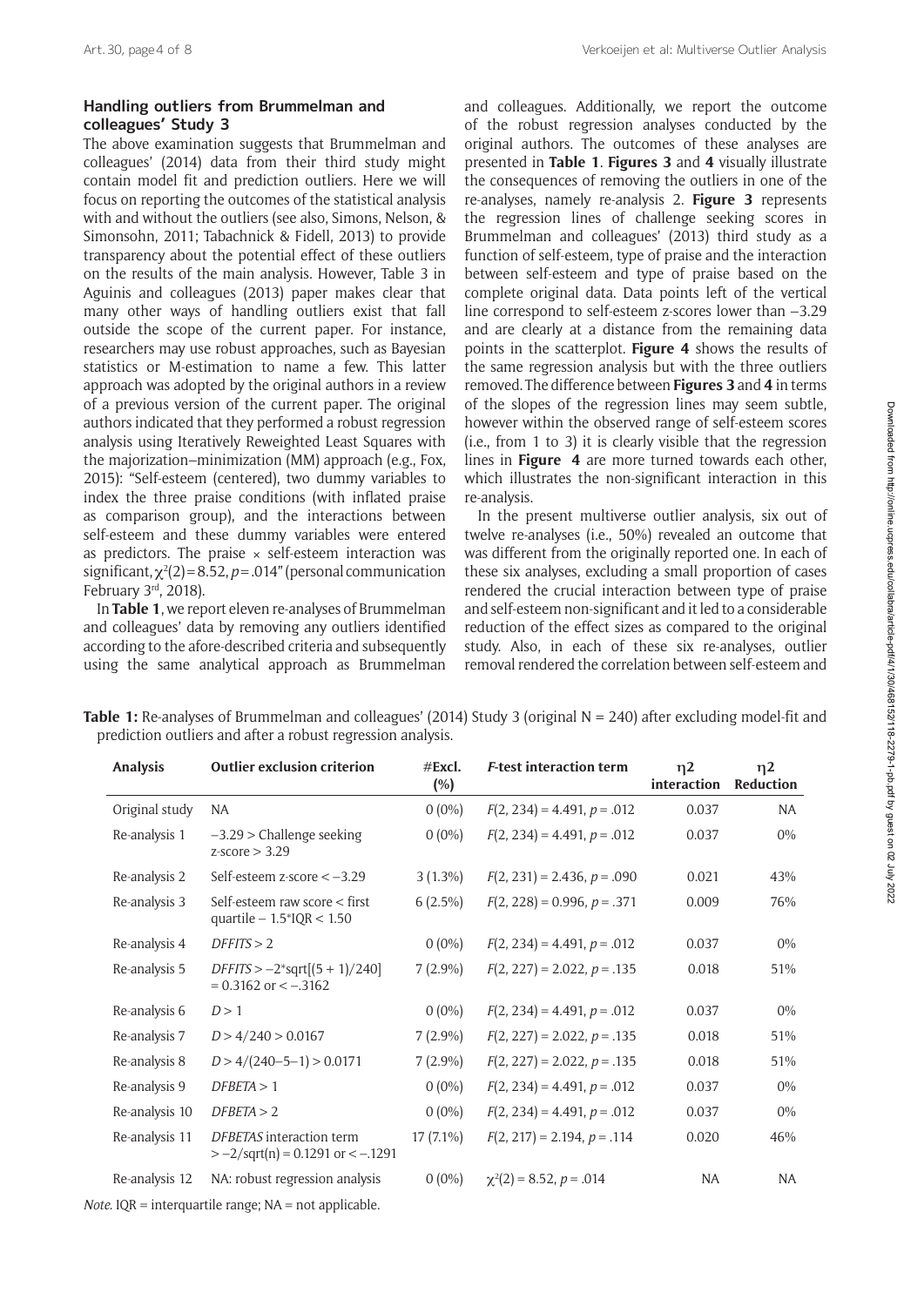### Handling outliers from Brummelman and colleagues' Study 3

The above examination suggests that Brummelman and colleagues' (2014) data from their third study might contain model fit and prediction outliers. Here we will focus on reporting the outcomes of the statistical analysis with and without the outliers (see also, Simons, Nelson, & Simonsohn, 2011; Tabachnick & Fidell, 2013) to provide transparency about the potential effect of these outliers on the results of the main analysis. However, Table 3 in Aguinis and colleagues (2013) paper makes clear that many other ways of handling outliers exist that fall outside the scope of the current paper. For instance, researchers may use robust approaches, such as Bayesian statistics or M-estimation to name a few. This latter approach was adopted by the original authors in a review of a previous version of the current paper. The original authors indicated that they performed a robust regression analysis using Iteratively Reweighted Least Squares with the majorization–minimization (MM) approach (e.g., Fox, 2015): "Self-esteem (centered), two dummy variables to index the three praise conditions (with inflated praise as comparison group), and the interactions between self-esteem and these dummy variables were entered as predictors. The praise × self-esteem interaction was significant, $\chi^2(2) = 8.52$, $p = .014$" (personal communication February 3rd, 2018).

In **Table 1**, we report eleven re-analyses of Brummelman and colleagues' data by removing any outliers identified according to the afore-described criteria and subsequently using the same analytical approach as Brummelman and colleagues. Additionally, we report the outcome of the robust regression analyses conducted by the original authors. The outcomes of these analyses are presented in **Table 1**. **Figures 3** and **4** visually illustrate the consequences of removing the outliers in one of the re-analyses, namely re-analysis 2. **Figure 3** represents the regression lines of challenge seeking scores in Brummelman and colleagues' (2013) third study as a function of self-esteem, type of praise and the interaction between self-esteem and type of praise based on the complete original data. Data points left of the vertical line correspond to self-esteem z-scores lower than −3.29 and are clearly at a distance from the remaining data points in the scatterplot. **Figure 4** shows the results of the same regression analysis but with the three outliers removed. The difference between **Figures 3** and **4** in terms of the slopes of the regression lines may seem subtle, however within the observed range of self-esteem scores (i.e., from 1 to 3) it is clearly visible that the regression lines in **Figure 4** are more turned towards each other, which illustrates the non-significant interaction in this re-analysis.

In the present multiverse outlier analysis, six out of twelve re-analyses (i.e., 50%) revealed an outcome that was different from the originally reported one. In each of these six analyses, excluding a small proportion of cases rendered the crucial interaction between type of praise and self-esteem non-significant and it led to a considerable reduction of the effect sizes as compared to the original study. Also, in each of these six re-analyses, outlier removal rendered the correlation between self-esteem and

**Table 1:** Re-analyses of Brummelman and colleagues' (2014) Study 3 (original N = 240) after excluding model-fit and prediction outliers and after a robust regression analysis.

| Analysis | Outlier exclusion criterion | #Excl. (%) | *F*-test interaction term | η2 interaction | η2 Reduction |
|---|---|---|---|---|---|
| Original study | NA | 0 (0%) | $F(2, 234) = 4.491$, $p = .012$ | 0.037 | NA |
| Re-analysis 1 | −3.29 > Challenge seeking z-score > 3.29 | 0 (0%) | $F(2, 234) = 4.491$, $p = .012$ | 0.037 | 0% |
| Re-analysis 2 | Self-esteem z-score < −3.29 | 3 (1.3%) | $F(2, 231) = 2.436$, $p = .090$ | 0.021 | 43% |
| Re-analysis 3 | Self-esteem raw score < first quartile − 1.5*IQR < 1.50 | 6 (2.5%) | $F(2, 228) = 0.996$, $p = .371$ | 0.009 | 76% |
| Re-analysis 4 | *DFFITS* > 2 | 0 (0%) | $F(2, 234) = 4.491$, $p = .012$ | 0.037 | 0% |
| Re-analysis 5 | *DFFITS* > −2*sqrt[(5 + 1)/240] = 0.3162 or < −.3162 | 7 (2.9%) | $F(2, 227) = 2.022$, $p = .135$ | 0.018 | 51% |
| Re-analysis 6 | *D* > 1 | 0 (0%) | $F(2, 234) = 4.491$, $p = .012$ | 0.037 | 0% |
| Re-analysis 7 | *D* > 4/240 > 0.0167 | 7 (2.9%) | $F(2, 227) = 2.022$, $p = .135$ | 0.018 | 51% |
| Re-analysis 8 | *D* > 4/(240–5–1) > 0.0171 | 7 (2.9%) | $F(2, 227) = 2.022$, $p = .135$ | 0.018 | 51% |
| Re-analysis 9 | *DFBETA* > 1 | 0 (0%) | $F(2, 234) = 4.491$, $p = .012$ | 0.037 | 0% |
| Re-analysis 10 | *DFBETA* > 2 | 0 (0%) | $F(2, 234) = 4.491$, $p = .012$ | 0.037 | 0% |
| Re-analysis 11 | *DFBETAS* interaction term > −2/sqrt(n) = 0.1291 or < −.1291 | 17 (7.1%) | $F(2, 217) = 2.194$, $p = .114$ | 0.020 | 46% |
| Re-analysis 12 | NA: robust regression analysis | 0 (0%) | $\chi^2(2) = 8.52$, $p = .014$ | NA | NA |

*Note.* IQR = interquartile range; NA = not applicable.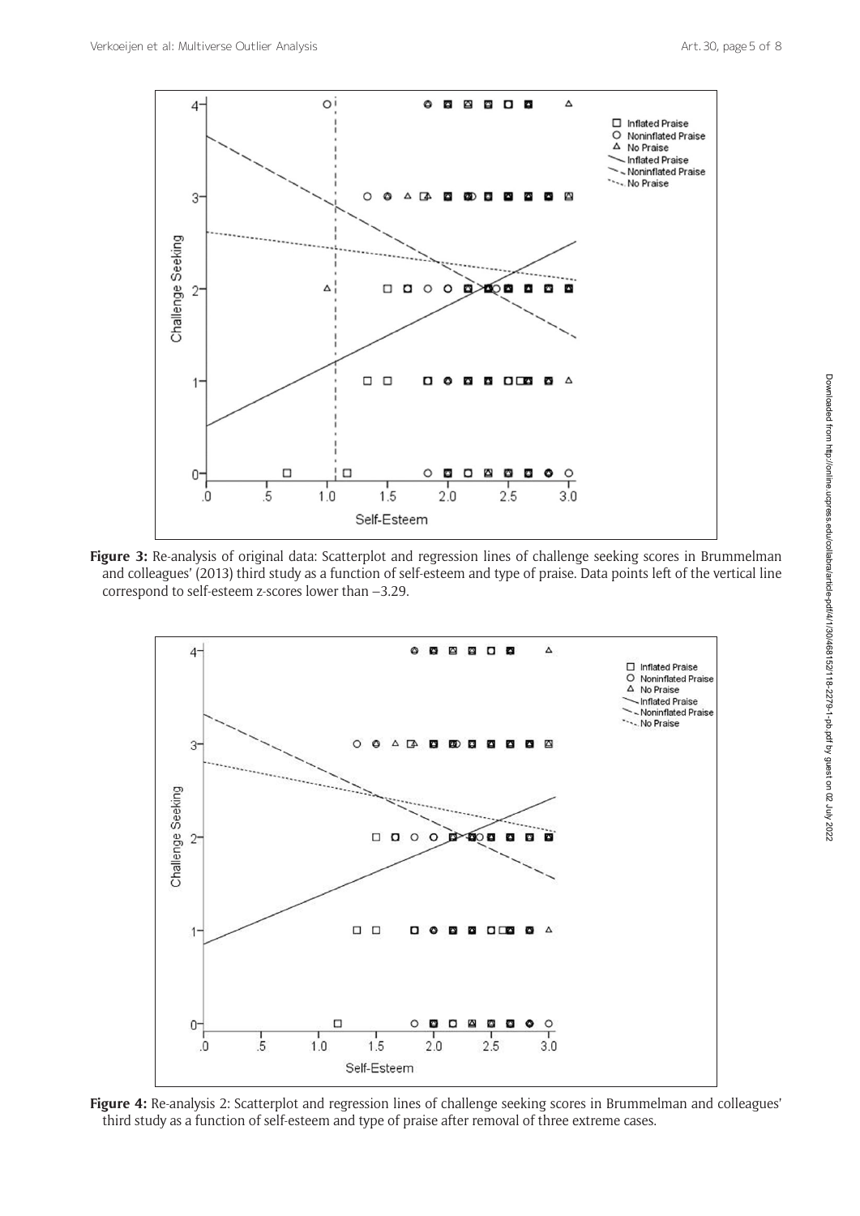**Figure 3:** Re-analysis of original data: Scatterplot and regression lines of challenge seeking scores in Brummelman and colleagues' (2013) third study as a function of self-esteem and type of praise. Data points left of the vertical line correspond to self-esteem z-scores lower than −3.29.

**Figure 4:** Re-analysis 2: Scatterplot and regression lines of challenge seeking scores in Brummelman and colleagues' third study as a function of self-esteem and type of praise after removal of three extreme cases.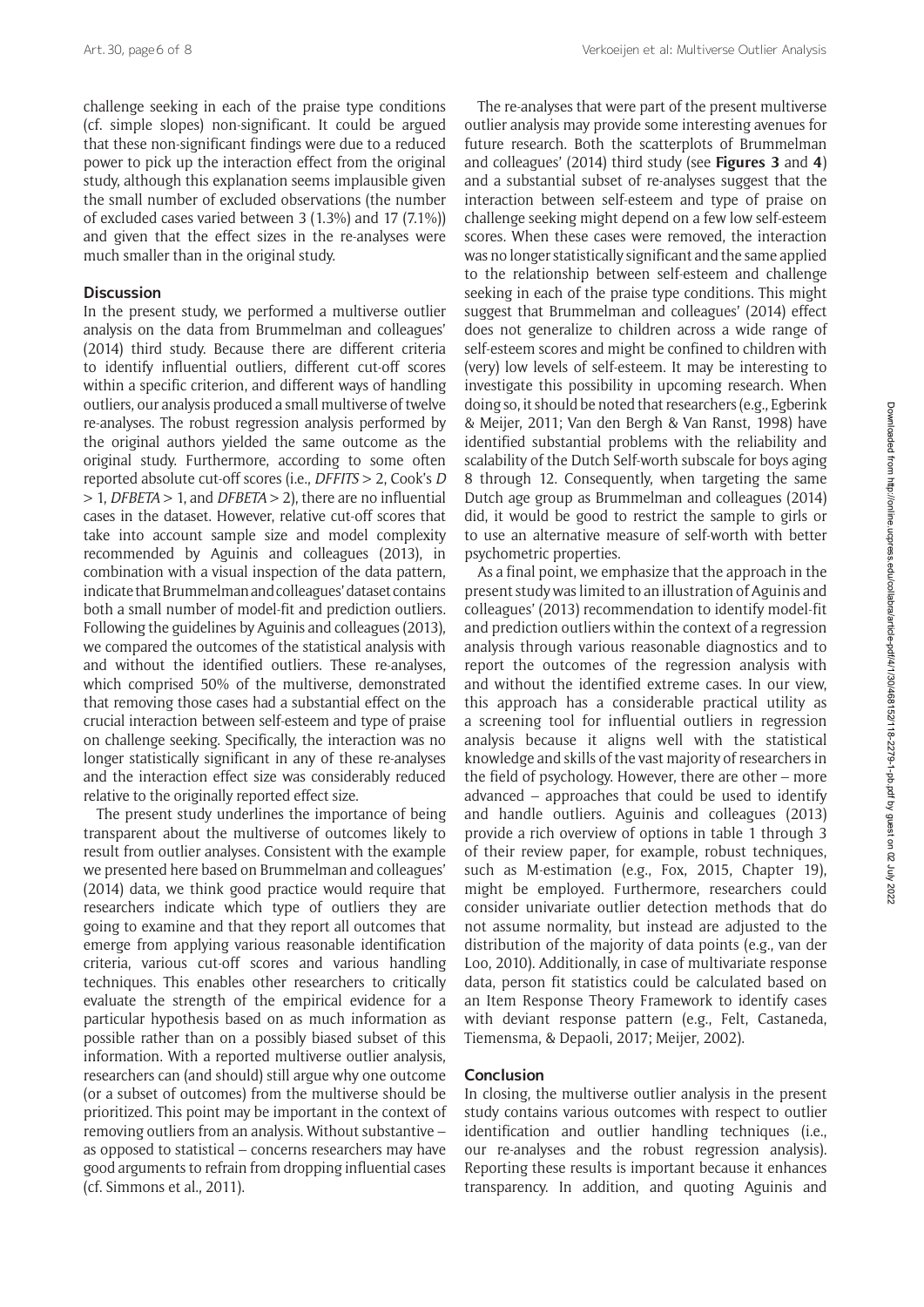challenge seeking in each of the praise type conditions (cf. simple slopes) non-significant. It could be argued that these non-significant findings were due to a reduced power to pick up the interaction effect from the original study, although this explanation seems implausible given the small number of excluded observations (the number of excluded cases varied between 3 (1.3%) and 17 (7.1%)) and given that the effect sizes in the re-analyses were much smaller than in the original study.

## Discussion

In the present study, we performed a multiverse outlier analysis on the data from Brummelman and colleagues' (2014) third study. Because there are different criteria to identify influential outliers, different cut-off scores within a specific criterion, and different ways of handling outliers, our analysis produced a small multiverse of twelve re-analyses. The robust regression analysis performed by the original authors yielded the same outcome as the original study. Furthermore, according to some often reported absolute cut-off scores (i.e., *DFFITS* > 2, Cook's *D* > 1, *DFBETA* > 1, and *DFBETA* > 2), there are no influential cases in the dataset. However, relative cut-off scores that take into account sample size and model complexity recommended by Aguinis and colleagues (2013), in combination with a visual inspection of the data pattern, indicate that Brummelman and colleagues' dataset contains both a small number of model-fit and prediction outliers. Following the guidelines by Aguinis and colleagues (2013), we compared the outcomes of the statistical analysis with and without the identified outliers. These re-analyses, which comprised 50% of the multiverse, demonstrated that removing those cases had a substantial effect on the crucial interaction between self-esteem and type of praise on challenge seeking. Specifically, the interaction was no longer statistically significant in any of these re-analyses and the interaction effect size was considerably reduced relative to the originally reported effect size.

The present study underlines the importance of being transparent about the multiverse of outcomes likely to result from outlier analyses. Consistent with the example we presented here based on Brummelman and colleagues' (2014) data, we think good practice would require that researchers indicate which type of outliers they are going to examine and that they report all outcomes that emerge from applying various reasonable identification criteria, various cut-off scores and various handling techniques. This enables other researchers to critically evaluate the strength of the empirical evidence for a particular hypothesis based on as much information as possible rather than on a possibly biased subset of this information. With a reported multiverse outlier analysis, researchers can (and should) still argue why one outcome (or a subset of outcomes) from the multiverse should be prioritized. This point may be important in the context of removing outliers from an analysis. Without substantive – as opposed to statistical – concerns researchers may have good arguments to refrain from dropping influential cases (cf. Simmons et al., 2011).

The re-analyses that were part of the present multiverse outlier analysis may provide some interesting avenues for future research. Both the scatterplots of Brummelman and colleagues' (2014) third study (see **Figures 3** and **4**) and a substantial subset of re-analyses suggest that the interaction between self-esteem and type of praise on challenge seeking might depend on a few low self-esteem scores. When these cases were removed, the interaction was no longer statistically significant and the same applied to the relationship between self-esteem and challenge seeking in each of the praise type conditions. This might suggest that Brummelman and colleagues' (2014) effect does not generalize to children across a wide range of self-esteem scores and might be confined to children with (very) low levels of self-esteem. It may be interesting to investigate this possibility in upcoming research. When doing so, it should be noted that researchers (e.g., Egberink & Meijer, 2011; Van den Bergh & Van Ranst, 1998) have identified substantial problems with the reliability and scalability of the Dutch Self-worth subscale for boys aging 8 through 12. Consequently, when targeting the same Dutch age group as Brummelman and colleagues (2014) did, it would be good to restrict the sample to girls or to use an alternative measure of self-worth with better psychometric properties.

As a final point, we emphasize that the approach in the present study was limited to an illustration of Aguinis and colleagues' (2013) recommendation to identify model-fit and prediction outliers within the context of a regression analysis through various reasonable diagnostics and to report the outcomes of the regression analysis with and without the identified extreme cases. In our view, this approach has a considerable practical utility as a screening tool for influential outliers in regression analysis because it aligns well with the statistical knowledge and skills of the vast majority of researchers in the field of psychology. However, there are other – more advanced – approaches that could be used to identify and handle outliers. Aguinis and colleagues (2013) provide a rich overview of options in table 1 through 3 of their review paper, for example, robust techniques, such as M-estimation (e.g., Fox, 2015, Chapter 19), might be employed. Furthermore, researchers could consider univariate outlier detection methods that do not assume normality, but instead are adjusted to the distribution of the majority of data points (e.g., van der Loo, 2010). Additionally, in case of multivariate response data, person fit statistics could be calculated based on an Item Response Theory Framework to identify cases with deviant response pattern (e.g., Felt, Castaneda, Tiemensma, & Depaoli, 2017; Meijer, 2002).

## Conclusion

In closing, the multiverse outlier analysis in the present study contains various outcomes with respect to outlier identification and outlier handling techniques (i.e., our re-analyses and the robust regression analysis). Reporting these results is important because it enhances transparency. In addition, and quoting Aguinis and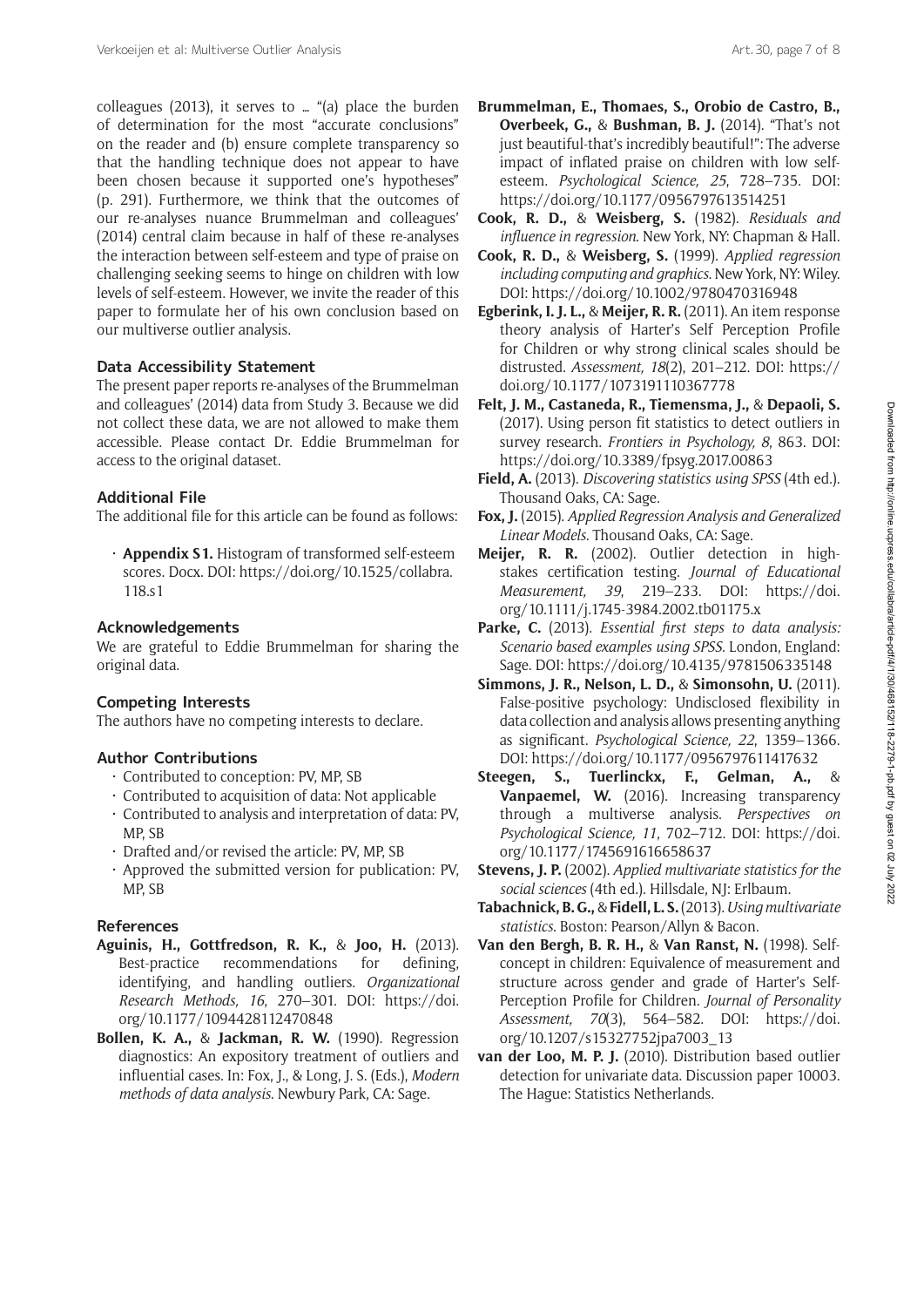colleagues (2013), it serves to … "(a) place the burden of determination for the most "accurate conclusions" on the reader and (b) ensure complete transparency so that the handling technique does not appear to have been chosen because it supported one's hypotheses" (p. 291). Furthermore, we think that the outcomes of our re-analyses nuance Brummelman and colleagues' (2014) central claim because in half of these re-analyses the interaction between self-esteem and type of praise on challenging seeking seems to hinge on children with low levels of self-esteem. However, we invite the reader of this paper to formulate her of his own conclusion based on our multiverse outlier analysis.

## Data Accessibility Statement

The present paper reports re-analyses of the Brummelman and colleagues' (2014) data from Study 3. Because we did not collect these data, we are not allowed to make them accessible. Please contact Dr. Eddie Brummelman for access to the original dataset.

## Additional File

The additional file for this article can be found as follows:

- **Appendix S1.** Histogram of transformed self-esteem scores. Docx. DOI: https://doi.org/10.1525/collabra.118.s1

## Acknowledgements

We are grateful to Eddie Brummelman for sharing the original data.

## Competing Interests

The authors have no competing interests to declare.

## Author Contributions

- Contributed to conception: PV, MP, SB
- Contributed to acquisition of data: Not applicable
- Contributed to analysis and interpretation of data: PV, MP, SB
- Drafted and/or revised the article: PV, MP, SB
- Approved the submitted version for publication: PV, MP, SB

## References

**Aguinis, H., Gottfredson, R. K.,** & **Joo, H.** (2013). Best-practice recommendations for defining, identifying, and handling outliers. *Organizational Research Methods, 16*, 270–301. DOI: https://doi.org/10.1177/1094428112470848

**Bollen, K. A.,** & **Jackman, R. W.** (1990). Regression diagnostics: An expository treatment of outliers and influential cases. In: Fox, J., & Long, J. S. (Eds.), *Modern methods of data analysis*. Newbury Park, CA: Sage.

**Brummelman, E., Thomaes, S., Orobio de Castro, B., Overbeek, G.,** & **Bushman, B. J.** (2014). "That's not just beautiful-that's incredibly beautiful!": The adverse impact of inflated praise on children with low self-esteem. *Psychological Science, 25*, 728–735. DOI: https://doi.org/10.1177/0956797613514251

**Cook, R. D.,** & **Weisberg, S.** (1982). *Residuals and influence in regression*. New York, NY: Chapman & Hall.

**Cook, R. D.,** & **Weisberg, S.** (1999). *Applied regression including computing and graphics*. New York, NY: Wiley. DOI: https://doi.org/10.1002/9780470316948

**Egberink, I. J. L.,** & **Meijer, R. R.** (2011). An item response theory analysis of Harter's Self Perception Profile for Children or why strong clinical scales should be distrusted. *Assessment, 18*(2), 201–212. DOI: https://doi.org/10.1177/1073191110367778

**Felt, J. M., Castaneda, R., Tiemensma, J.,** & **Depaoli, S.** (2017). Using person fit statistics to detect outliers in survey research. *Frontiers in Psychology, 8*, 863. DOI: https://doi.org/10.3389/fpsyg.2017.00863

**Field, A.** (2013). *Discovering statistics using SPSS* (4th ed.). Thousand Oaks, CA: Sage.

**Fox, J.** (2015). *Applied Regression Analysis and Generalized Linear Models*. Thousand Oaks, CA: Sage.

**Meijer, R. R.** (2002). Outlier detection in high-stakes certification testing. *Journal of Educational Measurement, 39*, 219–233. DOI: https://doi.org/10.1111/j.1745-3984.2002.tb01175.x

**Parke, C.** (2013). *Essential first steps to data analysis: Scenario based examples using SPSS*. London, England: Sage. DOI: https://doi.org/10.4135/9781506335148

**Simmons, J. R., Nelson, L. D.,** & **Simonsohn, U.** (2011). False-positive psychology: Undisclosed flexibility in data collection and analysis allows presenting anything as significant. *Psychological Science, 22*, 1359–1366. DOI: https://doi.org/10.1177/0956797611417632

**Steegen, S., Tuerlinckx, F., Gelman, A.,** & **Vanpaemel, W.** (2016). Increasing transparency through a multiverse analysis. *Perspectives on Psychological Science, 11*, 702–712. DOI: https://doi.org/10.1177/1745691616658637

**Stevens, J. P.** (2002). *Applied multivariate statistics for the social sciences* (4th ed.). Hillsdale, NJ: Erlbaum.

**Tabachnick, B. G.,** & **Fidell, L. S.** (2013). *Using multivariate statistics*. Boston: Pearson/Allyn & Bacon.

**Van den Bergh, B. R. H.,** & **Van Ranst, N.** (1998). Self-concept in children: Equivalence of measurement and structure across gender and grade of Harter's Self-Perception Profile for Children. *Journal of Personality Assessment, 70*(3), 564–582. DOI: https://doi.org/10.1207/s15327752jpa7003_13

**van der Loo, M. P. J.** (2010). Distribution based outlier detection for univariate data. Discussion paper 10003. The Hague: Statistics Netherlands.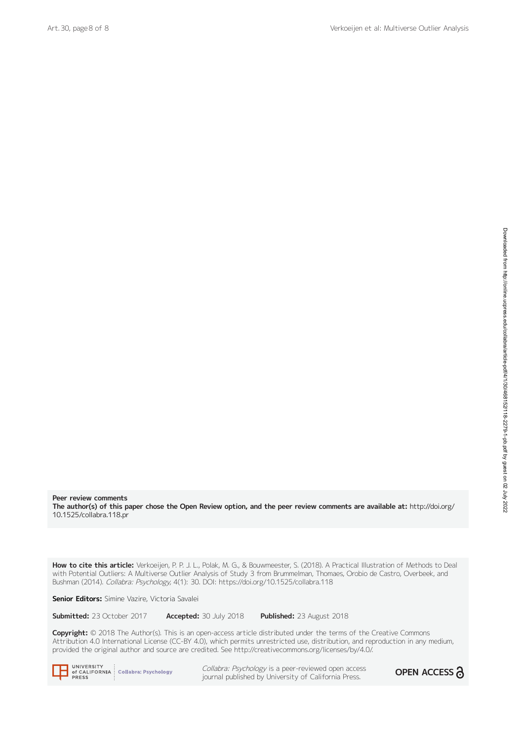**Peer review comments**

**The author(s) of this paper chose the Open Review option, and the peer review comments are available at:** http://doi.org/10.1525/collabra.118.pr

**How to cite this article:** Verkoeijen, P. P. J. L., Polak, M. G., & Bouwmeester, S. (2018). A Practical Illustration of Methods to Deal with Potential Outliers: A Multiverse Outlier Analysis of Study 3 from Brummelman, Thomaes, Orobio de Castro, Overbeek, and Bushman (2014). *Collabra: Psychology,* 4(1): 30. DOI: https://doi.org/10.1525/collabra.118

**Senior Editors:** Simine Vazire, Victoria Savalei

**Submitted:** 23 October 2017 **Accepted:** 30 July 2018 **Published:** 23 August 2018

**Copyright:** © 2018 The Author(s). This is an open-access article distributed under the terms of the Creative Commons Attribution 4.0 International License (CC-BY 4.0), which permits unrestricted use, distribution, and reproduction in any medium, provided the original author and source are credited. See http://creativecommons.org/licenses/by/4.0/.

*Collabra: Psychology* is a peer-reviewed open access journal published by University of California Press.

OPEN ACCESS